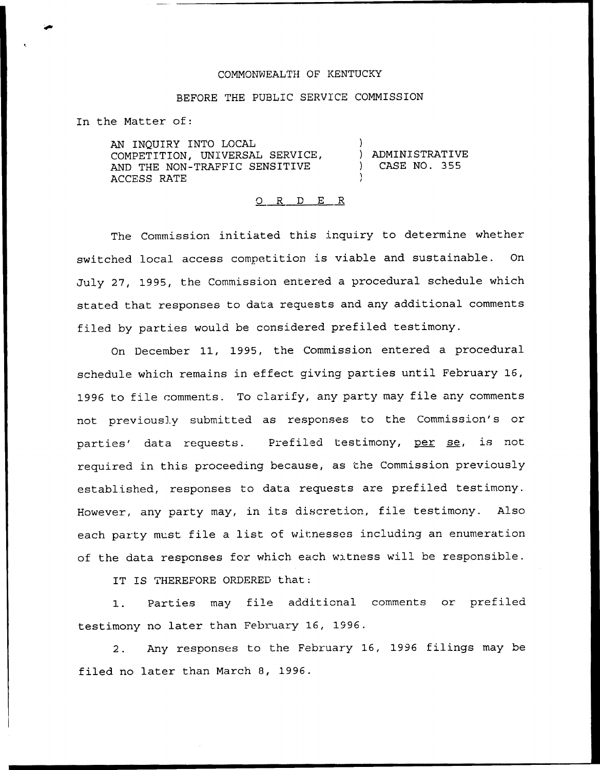COMMONWEALTH OF KENTUCKY

BEFORE THE PUBLIC SERVICE COMMISSION

In the Matter of:

AN INQUIRY INTO LOCAL COMPETITION, UNIVERSAL SERVICE, AND THE NON-TRAFFIC SENSITIVE ACCESS RATE ) ADMINISTRATIVE CASE NO. 355

# O R D E R

The Commission initiated this inquiry to determine whether switched local access competition is viable and sustainable. On July 27, 1995, the Commission entered a procedural schedule which stated that responses to data requests and any additional comments filed by parties would be considered prefiled testimony.

On December 11, 1995, the Commission entered a procedural schedule which remains in effect giving parties until February 16, 1996 to file comments. To clarify, any party may file any comments not previously submitted as responses to the Commission's or parties' data requests. Prefiled testimony, per se, is not required in this proceeding because, as the Commission previously established, responses to data requests are prefiled testimony. However, any party may, in its discretion, file testimony. Also each party must file a list of witnesses including an enumeration of the data responses for which each witness will be responsible.

IT IS THEREFORE ORDERED that:

1. Parties may file additional comments or prefiled testimony no later than February 16, 1996.

2. Any responses to the February 16, 1996 filings may be filed no later than March 8, 1996.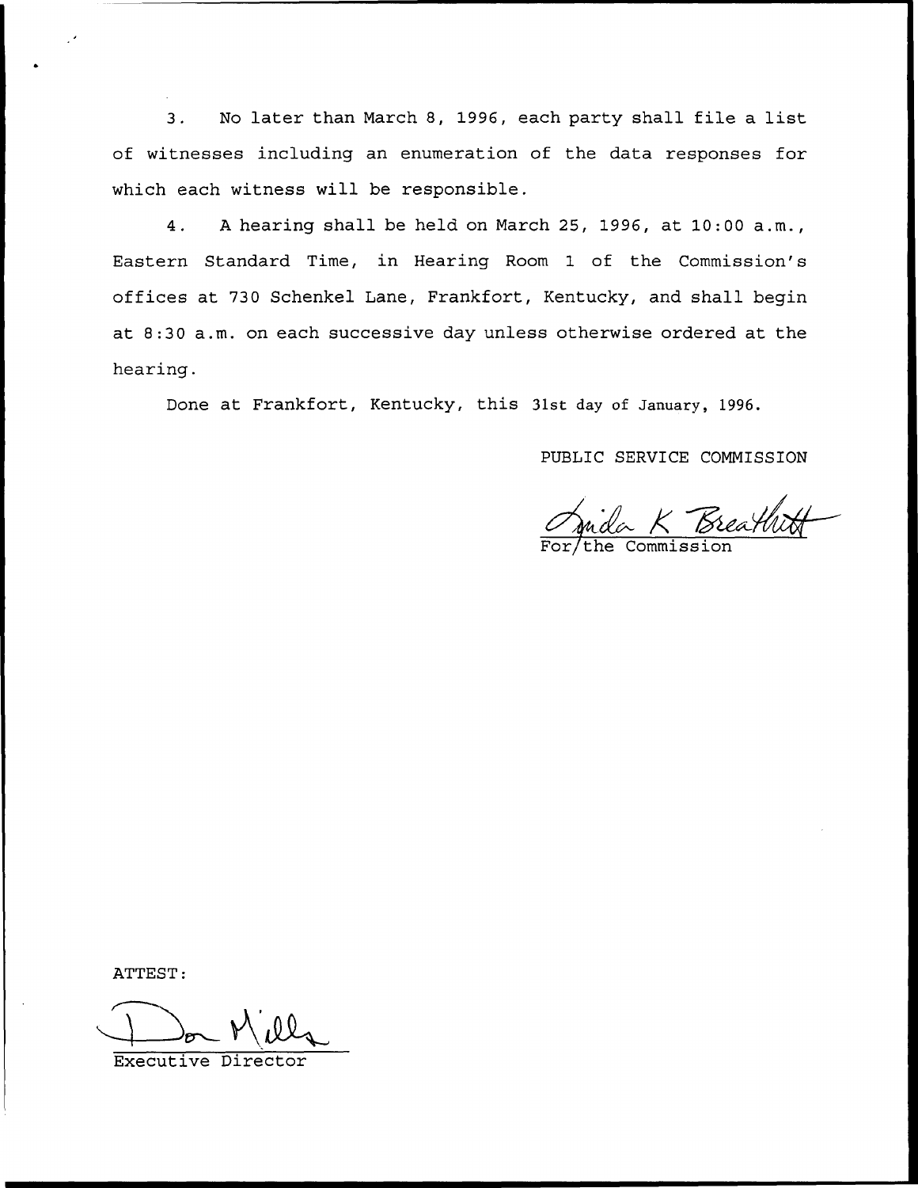3. No later than March 8, 1996, each party shall file a list of witnesses including an enumeration of the data responses for which each witness will be responsible.

4. A hearing shall be held on March 25, 1996, at 10:00 a.m., Eastern Standard Time, in Hearing Room 1 of the Commission's offices at 730 Schenkel Lane, Frankfort, Kentucky, and shall begin at 8:30 a.m. on each successive day unless otherwise ordered at the hearing.

Done at Frankfort, Kentucky, this 31st day of January, 1996.

PUBLIC SERVICE COMMISSION

Linda K Breathitt

For the Commission

ATTEST:

Don Mills

Executive Director